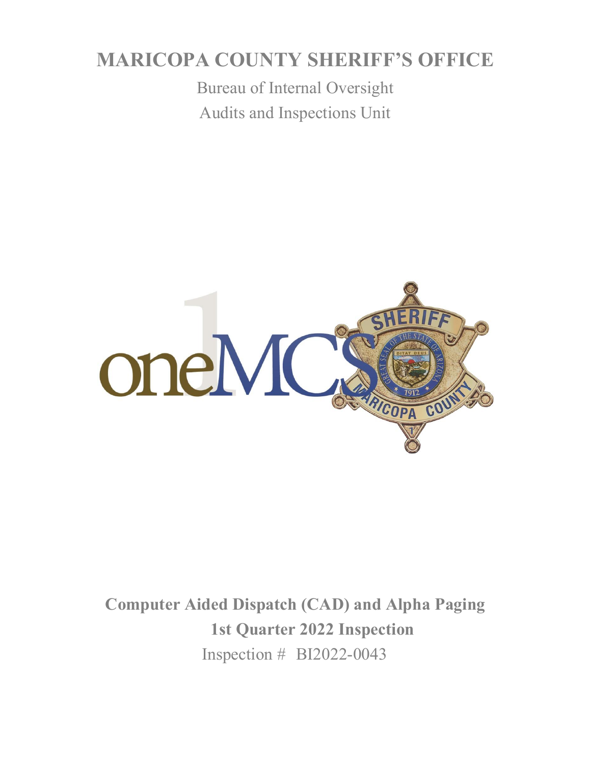# MARICOPA COUNTY SHERIFF'S OFFICE

Bureau of Internal Oversight

Audits and Inspections Unit

**Computer Aided Dispatch (CAD) and Alpha Paging**

**1st Quarter 2022 Inspection**

Inspection # BI2022-0043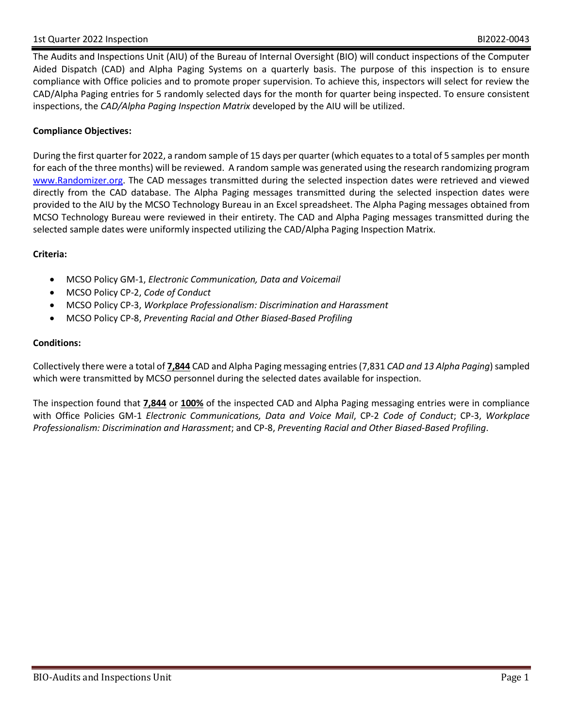The Audits and Inspections Unit (AIU) of the Bureau of Internal Oversight (BIO) will conduct inspections of the Computer Aided Dispatch (CAD) and Alpha Paging Systems on a quarterly basis. The purpose of this inspection is to ensure compliance with Office policies and to promote proper supervision. To achieve this, inspectors will select for review the CAD/Alpha Paging entries for 5 randomly selected days for the month for quarter being inspected. To ensure consistent inspections, the *CAD/Alpha Paging Inspection Matrix* developed by the AIU will be utilized.

**Compliance Objectives:**

During the first quarter for 2022, a random sample of 15 days per quarter (which equates to a total of 5 samples per month for each of the three months) will be reviewed. A random sample was generated using the research randomizing program [www.Randomizer.org](www.Randomizer.org). The CAD messages transmitted during the selected inspection dates were retrieved and viewed directly from the CAD database. The Alpha Paging messages transmitted during the selected inspection dates were provided to the AIU by the MCSO Technology Bureau in an Excel spreadsheet. The Alpha Paging messages obtained from MCSO Technology Bureau were reviewed in their entirety. The CAD and Alpha Paging messages transmitted during the selected sample dates were uniformly inspected utilizing the CAD/Alpha Paging Inspection Matrix.

**Criteria:**

- MCSO Policy GM-1, *Electronic Communication, Data and Voicemail*
- MCSO Policy CP-2, *Code of Conduct*
- MCSO Policy CP-3, *Workplace Professionalism: Discrimination and Harassment*
- MCSO Policy CP-8, *Preventing Racial and Other Biased-Based Profiling*

**Conditions:**

Collectively there were a total of **7,844** CAD and Alpha Paging messaging entries (7,831 *CAD and 13 Alpha Paging*) sampled which were transmitted by MCSO personnel during the selected dates available for inspection.

The inspection found that **7,844** or **100%** of the inspected CAD and Alpha Paging messaging entries were in compliance with Office Policies GM-1 *Electronic Communications, Data and Voice Mail*, CP-2 *Code of Conduct*; CP-3, *Workplace Professionalism: Discrimination and Harassment*; and CP-8, *Preventing Racial and Other Biased-Based Profiling*.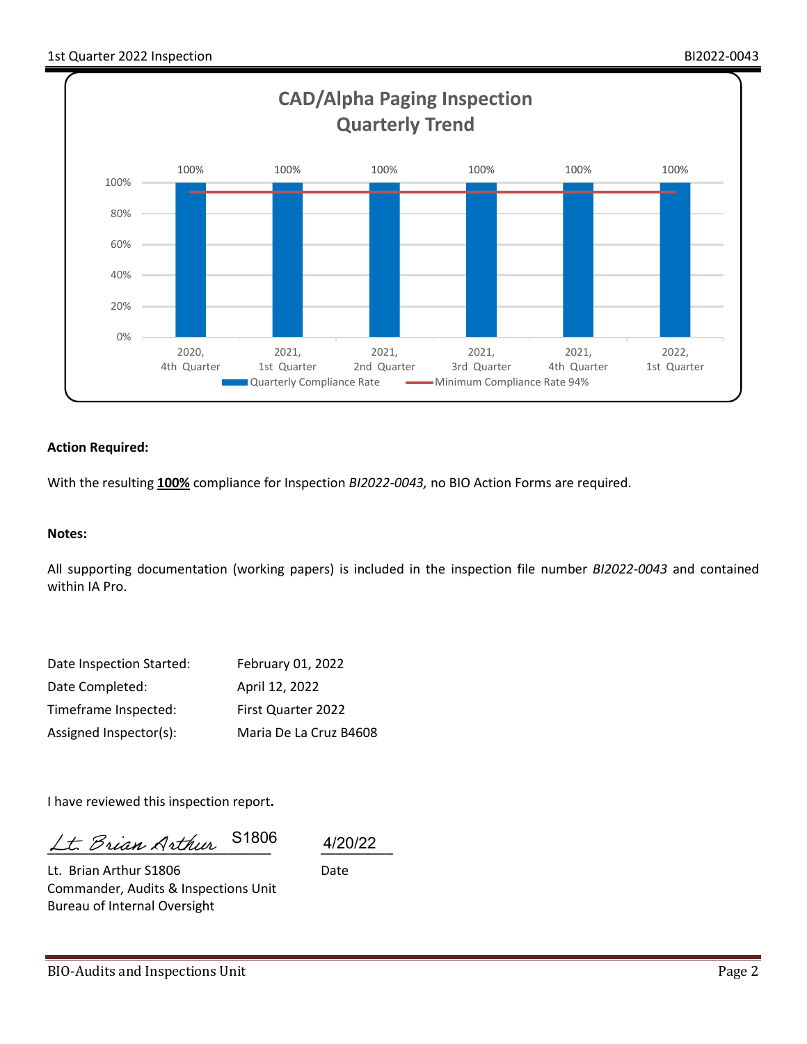CAD/Alpha Paging Inspection
Quarterly Trend

100%
100%
100%
100%
100%
100%

100%
80%
60%
40%
20%
0%

2020, 4th Quarter
2021, 1st Quarter
2021, 2nd Quarter
2021, 3rd Quarter
2021, 4th Quarter
2022, 1st Quarter

Quarterly Compliance Rate
Minimum Compliance Rate 94%

**Action Required:**

With the resulting **100%** compliance for Inspection *BI2022-0043,* no BIO Action Forms are required.

**Notes:**

All supporting documentation (working papers) is included in the inspection file number *BI2022-0043* and contained within IA Pro.

| | |
|---|---|
| Date Inspection Started: | February 01, 2022 |
| Date Completed: | April 12, 2022 |
| Timeframe Inspected: | First Quarter 2022 |
| Assigned Inspector(s): | Maria De La Cruz B4608 |

I have reviewed this inspection report**.**

*Lt. Brian Arthur* S1806 4/20/22

Lt. Brian Arthur S1806
Commander, Audits & Inspections Unit
Bureau of Internal Oversight

Date